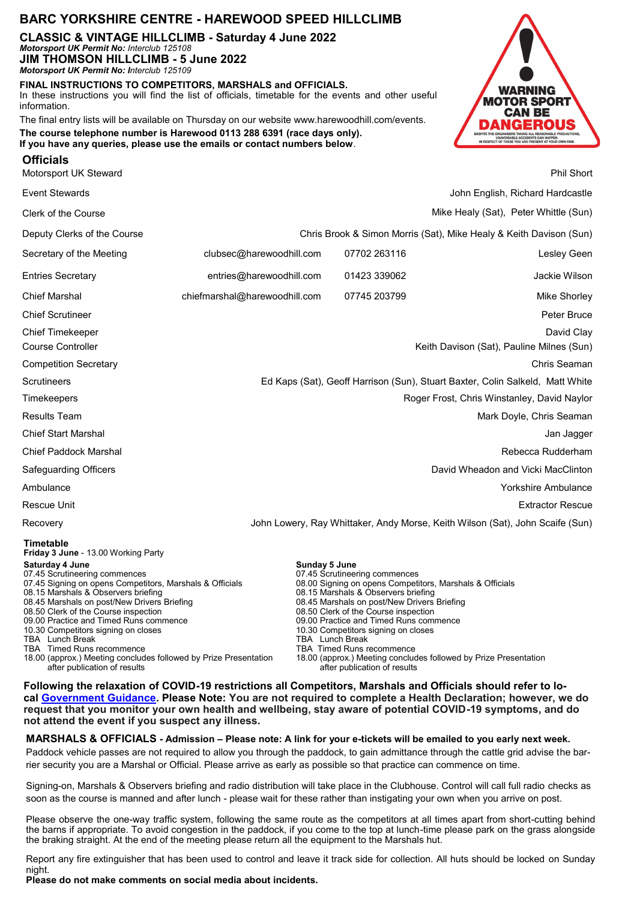# BARC YORKSHIRE CENTRE - HAREWOOD SPEED HILLCLIMB

## CLASSIC & VINTAGE HILLCLIMB - Saturday 4 June 2022

***Motorsport UK Permit No:** Interclub 125108*

## JIM THOMSON HILLCLIMB - 5 June 2022

***Motorsport UK Permit No:** Interclub 125109*

**FINAL INSTRUCTIONS TO COMPETITORS, MARSHALS and OFFICIALS.**

In these instructions you will find the list of officials, timetable for the events and other useful information.

The final entry lists will be available on Thursday on our website www.harewoodhill.com/events.

**The course telephone number is Harewood 0113 288 6391 (race days only).**
**If you have any queries, please use the emails or contact numbers below**.

WARNING MOTOR SPORT CAN BE DANGEROUS
DESPITE THE ORGANISERS TAKING ALL REASONABLE PRECAUTIONS, UNAVOIDABLE ACCIDENTS CAN HAPPEN. IN RESPECT OF THESE YOU ARE PRESENT AT YOUR OWN RISK.

## Officials

| Role | Email | Phone | Name |
|---|---|---|---|
| Motorsport UK Steward | | | Phil Short |
| Event Stewards | | | John English, Richard Hardcastle |
| Clerk of the Course | | | Mike Healy (Sat), Peter Whittle (Sun) |
| Deputy Clerks of the Course | | | Chris Brook & Simon Morris (Sat), Mike Healy & Keith Davison (Sun) |
| Secretary of the Meeting | clubsec@harewoodhill.com | 07702 263116 | Lesley Geen |
| Entries Secretary | entries@harewoodhill.com | 01423 339062 | Jackie Wilson |
| Chief Marshal | chiefmarshal@harewoodhill.com | 07745 203799 | Mike Shorley |
| Chief Scrutineer | | | Peter Bruce |
| Chief Timekeeper | | | David Clay |
| Course Controller | | | Keith Davison (Sat), Pauline Milnes (Sun) |
| Competition Secretary | | | Chris Seaman |
| Scrutineers | | | Ed Kaps (Sat), Geoff Harrison (Sun), Stuart Baxter, Colin Salkeld, Matt White |
| Timekeepers | | | Roger Frost, Chris Winstanley, David Naylor |
| Results Team | | | Mark Doyle, Chris Seaman |
| Chief Start Marshal | | | Jan Jagger |
| Chief Paddock Marshal | | | Rebecca Rudderham |
| Safeguarding Officers | | | David Wheadon and Vicki MacClinton |
| Ambulance | | | Yorkshire Ambulance |
| Rescue Unit | | | Extractor Rescue |
| Recovery | | | John Lowery, Ray Whittaker, Andy Morse, Keith Wilson (Sat), John Scaife (Sun) |

## Timetable

**Friday 3 June** - 13.00 Working Party

**Saturday 4 June**
07.45 Scrutineering commences
07.45 Signing on opens Competitors, Marshals & Officials
08.15 Marshals & Observers briefing
08.45 Marshals on post/New Drivers Briefing
08.50 Clerk of the Course inspection
09.00 Practice and Timed Runs commence
10.30 Competitors signing on closes
TBA Lunch Break
TBA Timed Runs recommence
18.00 (approx.) Meeting concludes followed by Prize Presentation after publication of results

**Sunday 5 June**
07.45 Scrutineering commences
08.00 Signing on opens Competitors, Marshals & Officials
08.15 Marshals & Observers briefing
08.45 Marshals on post/New Drivers Briefing
08.50 Clerk of the Course inspection
09.00 Practice and Timed Runs commence
10.30 Competitors signing on closes
TBA Lunch Break
TBA Timed Runs recommence
18.00 (approx.) Meeting concludes followed by Prize Presentation after publication of results

**Following the relaxation of COVID-19 restrictions all Competitors, Marshals and Officials should refer to local Government Guidance. Please Note: You are not required to complete a Health Declaration; however, we do request that you monitor your own health and wellbeing, stay aware of potential COVID-19 symptoms, and do not attend the event if you suspect any illness.**

**MARSHALS & OFFICIALS - Admission – Please note: A link for your e-tickets will be emailed to you early next week.**

Paddock vehicle passes are not required to allow you through the paddock, to gain admittance through the cattle grid advise the barrier security you are a Marshal or Official. Please arrive as early as possible so that practice can commence on time.

Signing-on, Marshals & Observers briefing and radio distribution will take place in the Clubhouse. Control will call full radio checks as soon as the course is manned and after lunch - please wait for these rather than instigating your own when you arrive on post.

Please observe the one-way traffic system, following the same route as the competitors at all times apart from short-cutting behind the barns if appropriate. To avoid congestion in the paddock, if you come to the top at lunch-time please park on the grass alongside the braking straight. At the end of the meeting please return all the equipment to the Marshals hut.

Report any fire extinguisher that has been used to control and leave it track side for collection. All huts should be locked on Sunday night.

**Please do not make comments on social media about incidents.**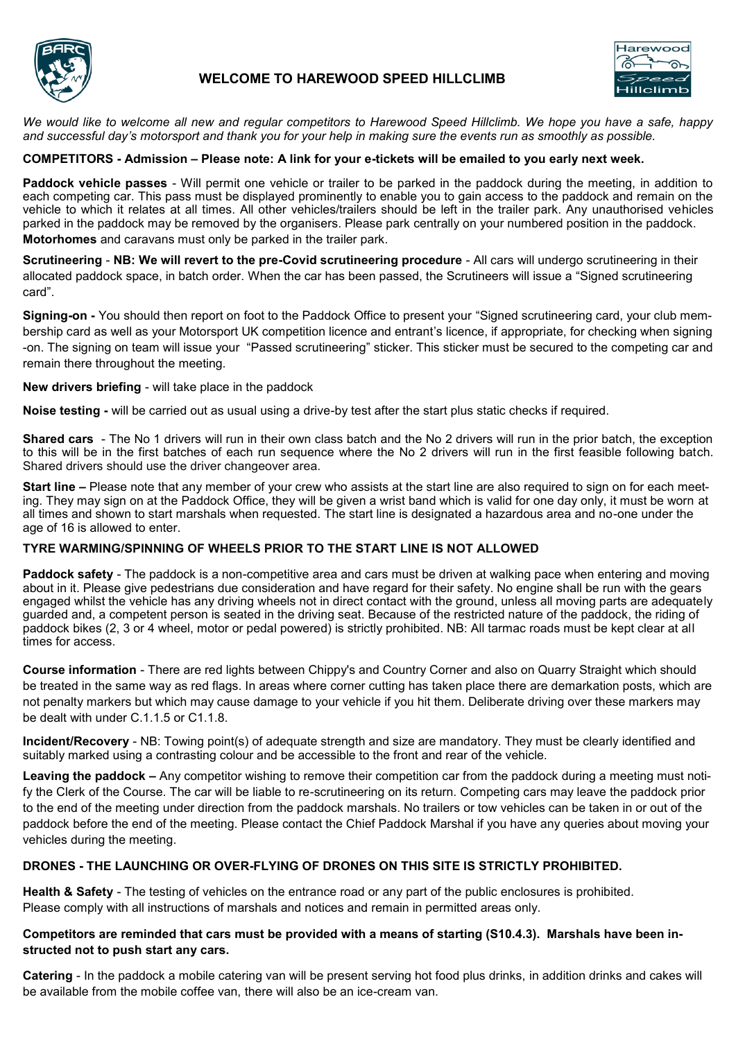# WELCOME TO HAREWOOD SPEED HILLCLIMB

*We would like to welcome all new and regular competitors to Harewood Speed Hillclimb. We hope you have a safe, happy and successful day's motorsport and thank you for your help in making sure the events run as smoothly as possible.*

**COMPETITORS - Admission – Please note: A link for your e-tickets will be emailed to you early next week.**

**Paddock vehicle passes** - Will permit one vehicle or trailer to be parked in the paddock during the meeting, in addition to each competing car. This pass must be displayed prominently to enable you to gain access to the paddock and remain on the vehicle to which it relates at all times. All other vehicles/trailers should be left in the trailer park. Any unauthorised vehicles parked in the paddock may be removed by the organisers. Please park centrally on your numbered position in the paddock. **Motorhomes** and caravans must only be parked in the trailer park.

**Scrutineering** - **NB: We will revert to the pre-Covid scrutineering procedure** - All cars will undergo scrutineering in their allocated paddock space, in batch order. When the car has been passed, the Scrutineers will issue a "Signed scrutineering card".

**Signing-on -** You should then report on foot to the Paddock Office to present your "Signed scrutineering card, your club membership card as well as your Motorsport UK competition licence and entrant's licence, if appropriate, for checking when signing -on. The signing on team will issue your "Passed scrutineering" sticker. This sticker must be secured to the competing car and remain there throughout the meeting.

**New drivers briefing** - will take place in the paddock

**Noise testing -** will be carried out as usual using a drive-by test after the start plus static checks if required.

**Shared cars** - The No 1 drivers will run in their own class batch and the No 2 drivers will run in the prior batch, the exception to this will be in the first batches of each run sequence where the No 2 drivers will run in the first feasible following batch. Shared drivers should use the driver changeover area.

**Start line –** Please note that any member of your crew who assists at the start line are also required to sign on for each meeting. They may sign on at the Paddock Office, they will be given a wrist band which is valid for one day only, it must be worn at all times and shown to start marshals when requested. The start line is designated a hazardous area and no-one under the age of 16 is allowed to enter.

**TYRE WARMING/SPINNING OF WHEELS PRIOR TO THE START LINE IS NOT ALLOWED**

**Paddock safety** - The paddock is a non-competitive area and cars must be driven at walking pace when entering and moving about in it. Please give pedestrians due consideration and have regard for their safety. No engine shall be run with the gears engaged whilst the vehicle has any driving wheels not in direct contact with the ground, unless all moving parts are adequately guarded and, a competent person is seated in the driving seat. Because of the restricted nature of the paddock, the riding of paddock bikes (2, 3 or 4 wheel, motor or pedal powered) is strictly prohibited. NB: All tarmac roads must be kept clear at all times for access.

**Course information** - There are red lights between Chippy's and Country Corner and also on Quarry Straight which should be treated in the same way as red flags. In areas where corner cutting has taken place there are demarkation posts, which are not penalty markers but which may cause damage to your vehicle if you hit them. Deliberate driving over these markers may be dealt with under C.1.1.5 or C1.1.8.

**Incident/Recovery** - NB: Towing point(s) of adequate strength and size are mandatory. They must be clearly identified and suitably marked using a contrasting colour and be accessible to the front and rear of the vehicle.

**Leaving the paddock –** Any competitor wishing to remove their competition car from the paddock during a meeting must notify the Clerk of the Course. The car will be liable to re-scrutineering on its return. Competing cars may leave the paddock prior to the end of the meeting under direction from the paddock marshals. No trailers or tow vehicles can be taken in or out of the paddock before the end of the meeting. Please contact the Chief Paddock Marshal if you have any queries about moving your vehicles during the meeting.

**DRONES - THE LAUNCHING OR OVER-FLYING OF DRONES ON THIS SITE IS STRICTLY PROHIBITED.**

**Health & Safety** - The testing of vehicles on the entrance road or any part of the public enclosures is prohibited.
Please comply with all instructions of marshals and notices and remain in permitted areas only.

**Competitors are reminded that cars must be provided with a means of starting (S10.4.3). Marshals have been instructed not to push start any cars.**

**Catering** - In the paddock a mobile catering van will be present serving hot food plus drinks, in addition drinks and cakes will be available from the mobile coffee van, there will also be an ice-cream van.